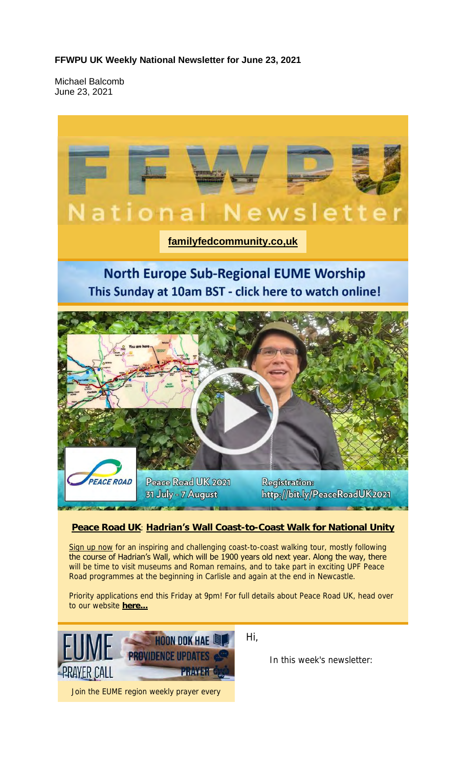**FFWPU UK Weekly National Newsletter for June 23, 2021**

Michael Balcomb
June 23, 2021

# FFWPU National Newsletter

**familyfedcommunity.co,uk**

## North Europe Sub-Regional EUME Worship
This Sunday at 10am BST - click here to watch online!

PEACE ROAD

Peace Road UK 2021
31 July - 7 August

Registration:
http://bit.ly/PeaceRoadUK2021

**Peace Road UK**: **Hadrian's Wall Coast-to-Coast Walk for National Unity**

Sign up now for an inspiring and challenging coast-to-coast walking tour, mostly following the course of Hadrian's Wall, which will be 1900 years old next year. Along the way, there will be time to visit museums and Roman remains, and to take part in exciting UPF Peace Road programmes at the beginning in Carlisle and again at the end in Newcastle.

Priority applications end this Friday at 9pm! For full details about Peace Road UK, head over to our website **here...**

EUME PRAYER CALL
HOON DOK HAE
PROVIDENCE UPDATES
PRAYER

Join the EUME region weekly prayer every

Hi,

In this week's newsletter: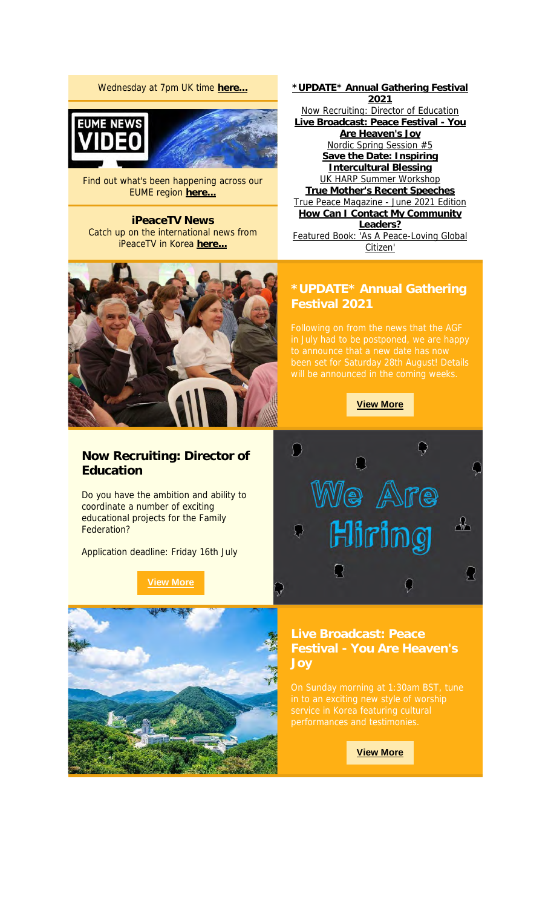Wednesday at 7pm UK time **here...**

Find out what's been happening across our EUME region **here...**

**iPeaceTV News**
Catch up on the international news from iPeaceTV in Korea **here...**

**\*UPDATE\* Annual Gathering Festival 2021**
Now Recruiting: Director of Education
**Live Broadcast: Peace Festival - You Are Heaven's Joy**
Nordic Spring Session #5
**Save the Date: Inspiring Intercultural Blessing**
UK HARP Summer Workshop
**True Mother's Recent Speeches**
True Peace Magazine - June 2021 Edition
**How Can I Contact My Community Leaders?**
Featured Book: 'As A Peace-Loving Global Citizen'

## *UPDATE* Annual Gathering Festival 2021

Following on from the news that the AGF in July had to be postponed, we are happy to announce that a new date has now been set for Saturday 28th August! Details will be announced in the coming weeks.

**View More**

## Now Recruiting: Director of Education

Do you have the ambition and ability to coordinate a number of exciting educational projects for the Family Federation?

Application deadline: Friday 16th July

**View More**

## Live Broadcast: Peace Festival - You Are Heaven's Joy

On Sunday morning at 1:30am BST, tune in to an exciting new style of worship service in Korea featuring cultural performances and testimonies.

**View More**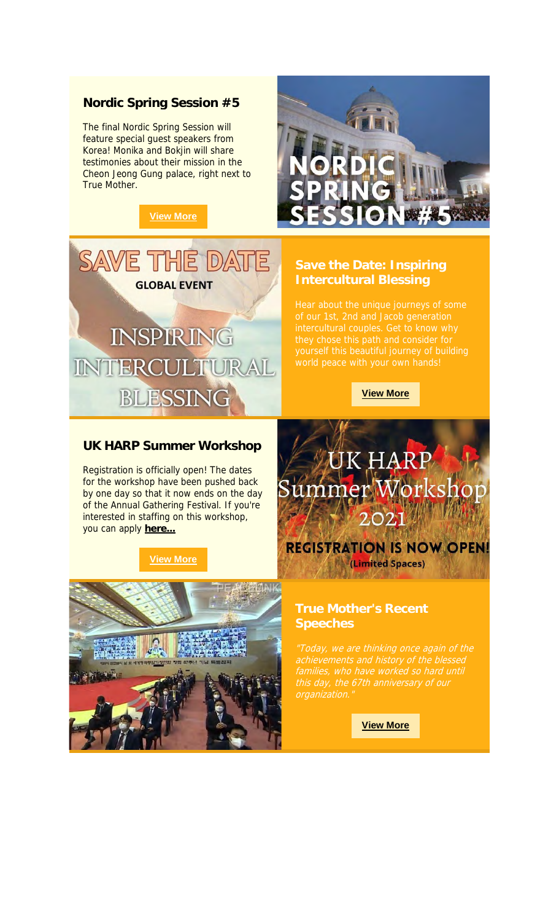## Nordic Spring Session #5

The final Nordic Spring Session will feature special guest speakers from Korea! Monika and Bokjin will share testimonies about their mission in the Cheon Jeong Gung palace, right next to True Mother.

**View More**

## Save the Date: Inspiring Intercultural Blessing

Hear about the unique journeys of some of our 1st, 2nd and Jacob generation intercultural couples. Get to know why they chose this path and consider for yourself this beautiful journey of building world peace with your own hands!

**View More**

## UK HARP Summer Workshop

Registration is officially open! The dates for the workshop have been pushed back by one day so that it now ends on the day of the Annual Gathering Festival. If you're interested in staffing on this workshop, you can apply **here...**

**View More**

## True Mother's Recent Speeches

*"Today, we are thinking once again of the achievements and history of the blessed families, who have worked so hard until this day, the 67th anniversary of our organization."*

**View More**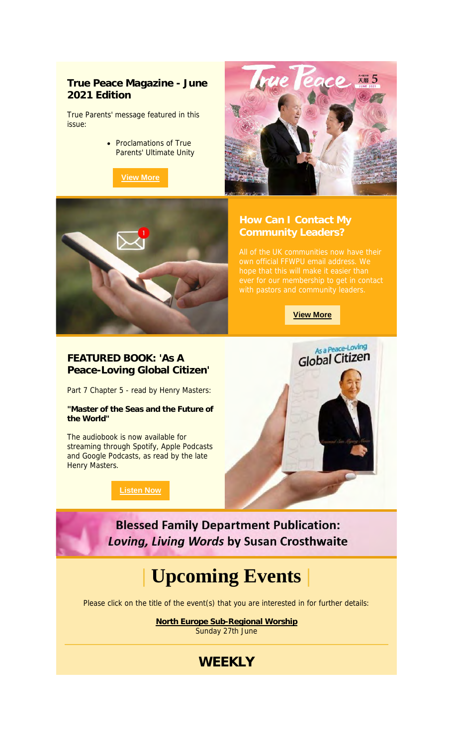### True Peace Magazine - June 2021 Edition

True Parents' message featured in this issue:

- Proclamations of True Parents' Ultimate Unity

**View More**

### How Can I Contact My Community Leaders?

All of the UK communities now have their own official FFWPU email address. We hope that this will make it easier than ever for our membership to get in contact with pastors and community leaders.

**View More**

### FEATURED BOOK: 'As A Peace-Loving Global Citizen'

Part 7 Chapter 5 - read by Henry Masters:

**"Master of the Seas and the Future of the World"**

The audiobook is now available for streaming through Spotify, Apple Podcasts and Google Podcasts, as read by the late Henry Masters.

**Listen Now**

## Blessed Family Department Publication: *Loving, Living Words* by Susan Crosthwaite

# | Upcoming Events |

Please click on the title of the event(s) that you are interested in for further details:

**North Europe Sub-Regional Worship**
Sunday 27th June

## WEEKLY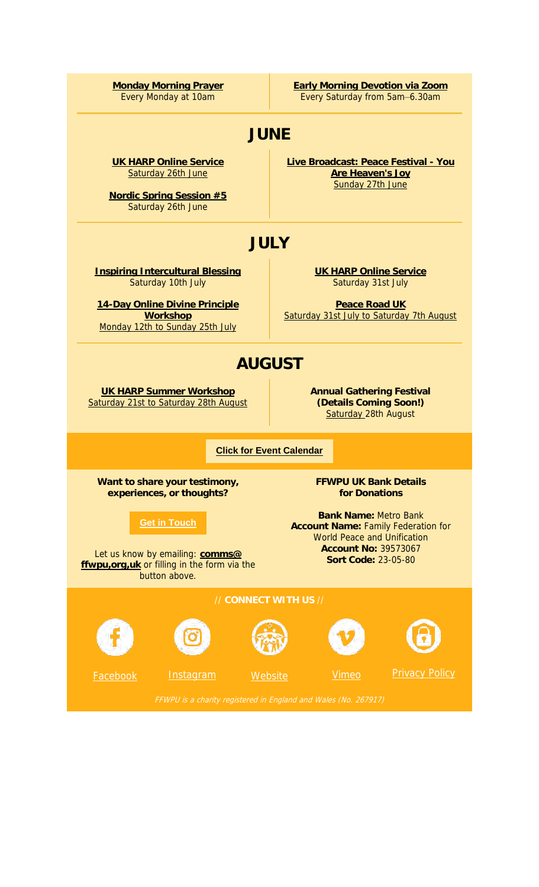**Monday Morning Prayer**
Every Monday at 10am

**Early Morning Devotion via Zoom**
Every Saturday from 5am–6.30am

## JUNE

**UK HARP Online Service**
Saturday 26th June

**Nordic Spring Session #5**
Saturday 26th June

**Live Broadcast: Peace Festival - You Are Heaven's Joy**
Sunday 27th June

## JULY

**Inspiring Intercultural Blessing**
Saturday 10th July

**14-Day Online Divine Principle Workshop**
Monday 12th to Sunday 25th July

**UK HARP Online Service**
Saturday 31st July

**Peace Road UK**
Saturday 31st July to Saturday 7th August

## AUGUST

**UK HARP Summer Workshop**
Saturday 21st to Saturday 28th August

**Annual Gathering Festival (Details Coming Soon!)**
Saturday 28th August

**Click for Event Calendar**

**Want to share your testimony, experiences, or thoughts?**

**Get in Touch**

Let us know by emailing: **comms@ffwpu,org,uk** or filling in the form via the button above.

**FFWPU UK Bank Details for Donations**

**Bank Name:** Metro Bank
**Account Name:** Family Federation for World Peace and Unification
**Account No:** 39573067
**Sort Code:** 23-05-80

// **CONNECT WITH US** //

Facebook Instagram Website Vimeo Privacy Policy

*FFWPU is a charity registered in England and Wales (No. 267917)*